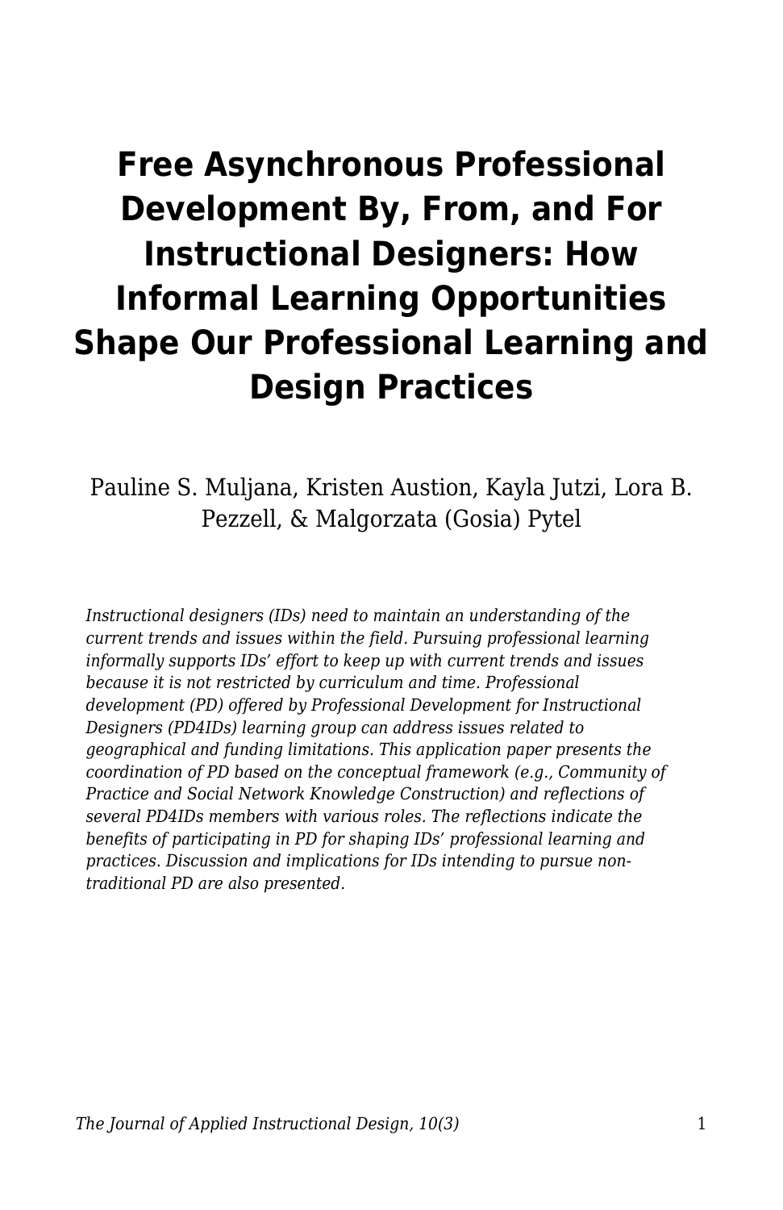# Free Asynchronous Professional Development By, From, and For Instructional Designers: How Informal Learning Opportunities Shape Our Professional Learning and Design Practices

Pauline S. Muljana, Kristen Austion, Kayla Jutzi, Lora B. Pezzell, & Malgorzata (Gosia) Pytel

*Instructional designers (IDs) need to maintain an understanding of the current trends and issues within the field. Pursuing professional learning informally supports IDs' effort to keep up with current trends and issues because it is not restricted by curriculum and time. Professional development (PD) offered by Professional Development for Instructional Designers (PD4IDs) learning group can address issues related to geographical and funding limitations. This application paper presents the coordination of PD based on the conceptual framework (e.g., Community of Practice and Social Network Knowledge Construction) and reflections of several PD4IDs members with various roles. The reflections indicate the benefits of participating in PD for shaping IDs' professional learning and practices. Discussion and implications for IDs intending to pursue non-traditional PD are also presented.*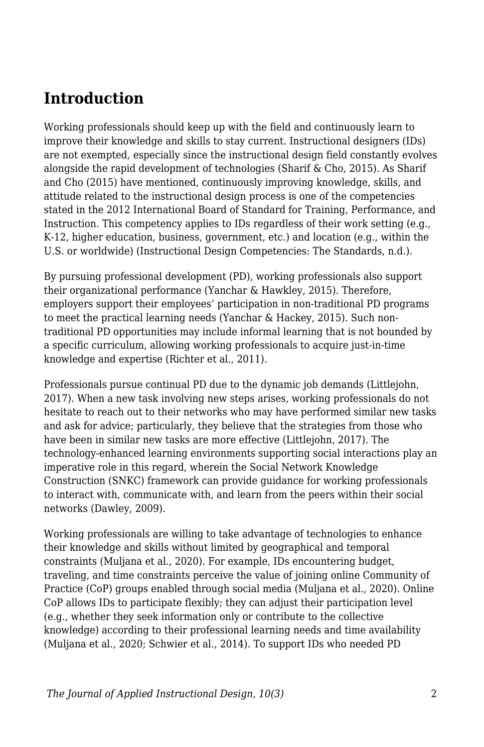## Introduction

Working professionals should keep up with the field and continuously learn to improve their knowledge and skills to stay current. Instructional designers (IDs) are not exempted, especially since the instructional design field constantly evolves alongside the rapid development of technologies (Sharif & Cho, 2015). As Sharif and Cho (2015) have mentioned, continuously improving knowledge, skills, and attitude related to the instructional design process is one of the competencies stated in the 2012 International Board of Standard for Training, Performance, and Instruction. This competency applies to IDs regardless of their work setting (e.g., K-12, higher education, business, government, etc.) and location (e.g., within the U.S. or worldwide) (Instructional Design Competencies: The Standards, n.d.).

By pursuing professional development (PD), working professionals also support their organizational performance (Yanchar & Hawkley, 2015). Therefore, employers support their employees' participation in non-traditional PD programs to meet the practical learning needs (Yanchar & Hackey, 2015). Such non-traditional PD opportunities may include informal learning that is not bounded by a specific curriculum, allowing working professionals to acquire just-in-time knowledge and expertise (Richter et al., 2011).

Professionals pursue continual PD due to the dynamic job demands (Littlejohn, 2017). When a new task involving new steps arises, working professionals do not hesitate to reach out to their networks who may have performed similar new tasks and ask for advice; particularly, they believe that the strategies from those who have been in similar new tasks are more effective (Littlejohn, 2017). The technology-enhanced learning environments supporting social interactions play an imperative role in this regard, wherein the Social Network Knowledge Construction (SNKC) framework can provide guidance for working professionals to interact with, communicate with, and learn from the peers within their social networks (Dawley, 2009).

Working professionals are willing to take advantage of technologies to enhance their knowledge and skills without limited by geographical and temporal constraints (Muljana et al., 2020). For example, IDs encountering budget, traveling, and time constraints perceive the value of joining online Community of Practice (CoP) groups enabled through social media (Muljana et al., 2020). Online CoP allows IDs to participate flexibly; they can adjust their participation level (e.g., whether they seek information only or contribute to the collective knowledge) according to their professional learning needs and time availability (Muljana et al., 2020; Schwier et al., 2014). To support IDs who needed PD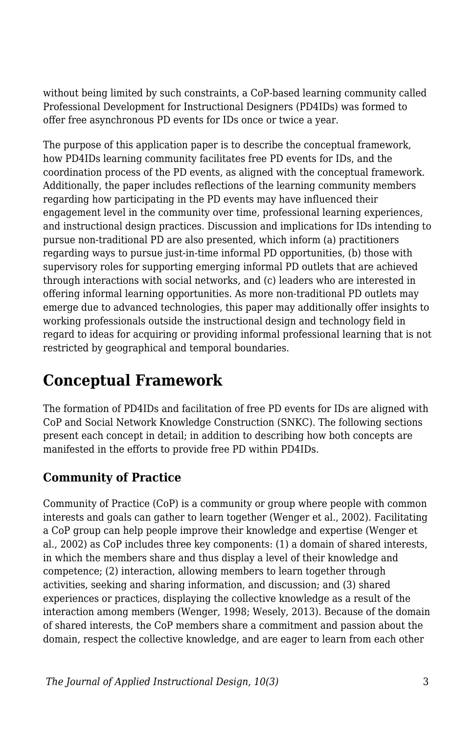without being limited by such constraints, a CoP-based learning community called Professional Development for Instructional Designers (PD4IDs) was formed to offer free asynchronous PD events for IDs once or twice a year.

The purpose of this application paper is to describe the conceptual framework, how PD4IDs learning community facilitates free PD events for IDs, and the coordination process of the PD events, as aligned with the conceptual framework. Additionally, the paper includes reflections of the learning community members regarding how participating in the PD events may have influenced their engagement level in the community over time, professional learning experiences, and instructional design practices. Discussion and implications for IDs intending to pursue non-traditional PD are also presented, which inform (a) practitioners regarding ways to pursue just-in-time informal PD opportunities, (b) those with supervisory roles for supporting emerging informal PD outlets that are achieved through interactions with social networks, and (c) leaders who are interested in offering informal learning opportunities. As more non-traditional PD outlets may emerge due to advanced technologies, this paper may additionally offer insights to working professionals outside the instructional design and technology field in regard to ideas for acquiring or providing informal professional learning that is not restricted by geographical and temporal boundaries.

## Conceptual Framework

The formation of PD4IDs and facilitation of free PD events for IDs are aligned with CoP and Social Network Knowledge Construction (SNKC). The following sections present each concept in detail; in addition to describing how both concepts are manifested in the efforts to provide free PD within PD4IDs.

### Community of Practice

Community of Practice (CoP) is a community or group where people with common interests and goals can gather to learn together (Wenger et al., 2002). Facilitating a CoP group can help people improve their knowledge and expertise (Wenger et al., 2002) as CoP includes three key components: (1) a domain of shared interests, in which the members share and thus display a level of their knowledge and competence; (2) interaction, allowing members to learn together through activities, seeking and sharing information, and discussion; and (3) shared experiences or practices, displaying the collective knowledge as a result of the interaction among members (Wenger, 1998; Wesely, 2013). Because of the domain of shared interests, the CoP members share a commitment and passion about the domain, respect the collective knowledge, and are eager to learn from each other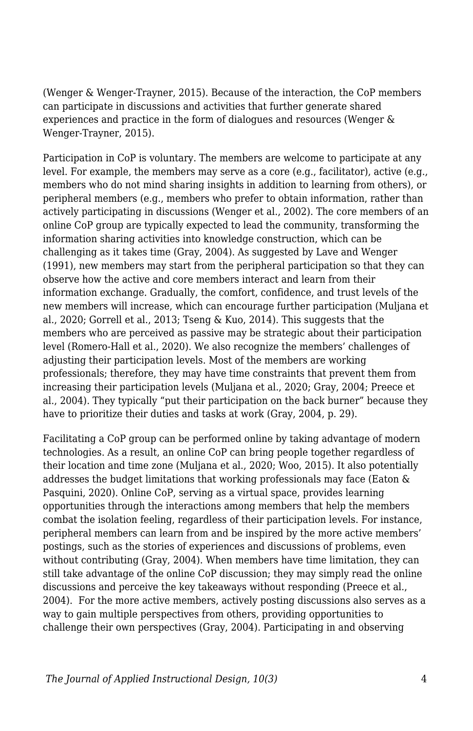(Wenger & Wenger-Trayner, 2015). Because of the interaction, the CoP members can participate in discussions and activities that further generate shared experiences and practice in the form of dialogues and resources (Wenger & Wenger-Trayner, 2015).

Participation in CoP is voluntary. The members are welcome to participate at any level. For example, the members may serve as a core (e.g., facilitator), active (e.g., members who do not mind sharing insights in addition to learning from others), or peripheral members (e.g., members who prefer to obtain information, rather than actively participating in discussions (Wenger et al., 2002). The core members of an online CoP group are typically expected to lead the community, transforming the information sharing activities into knowledge construction, which can be challenging as it takes time (Gray, 2004). As suggested by Lave and Wenger (1991), new members may start from the peripheral participation so that they can observe how the active and core members interact and learn from their information exchange. Gradually, the comfort, confidence, and trust levels of the new members will increase, which can encourage further participation (Muljana et al., 2020; Gorrell et al., 2013; Tseng & Kuo, 2014). This suggests that the members who are perceived as passive may be strategic about their participation level (Romero-Hall et al., 2020). We also recognize the members' challenges of adjusting their participation levels. Most of the members are working professionals; therefore, they may have time constraints that prevent them from increasing their participation levels (Muljana et al., 2020; Gray, 2004; Preece et al., 2004). They typically "put their participation on the back burner" because they have to prioritize their duties and tasks at work (Gray, 2004, p. 29).

Facilitating a CoP group can be performed online by taking advantage of modern technologies. As a result, an online CoP can bring people together regardless of their location and time zone (Muljana et al., 2020; Woo, 2015). It also potentially addresses the budget limitations that working professionals may face (Eaton & Pasquini, 2020). Online CoP, serving as a virtual space, provides learning opportunities through the interactions among members that help the members combat the isolation feeling, regardless of their participation levels. For instance, peripheral members can learn from and be inspired by the more active members' postings, such as the stories of experiences and discussions of problems, even without contributing (Gray, 2004). When members have time limitation, they can still take advantage of the online CoP discussion; they may simply read the online discussions and perceive the key takeaways without responding (Preece et al., 2004). For the more active members, actively posting discussions also serves as a way to gain multiple perspectives from others, providing opportunities to challenge their own perspectives (Gray, 2004). Participating in and observing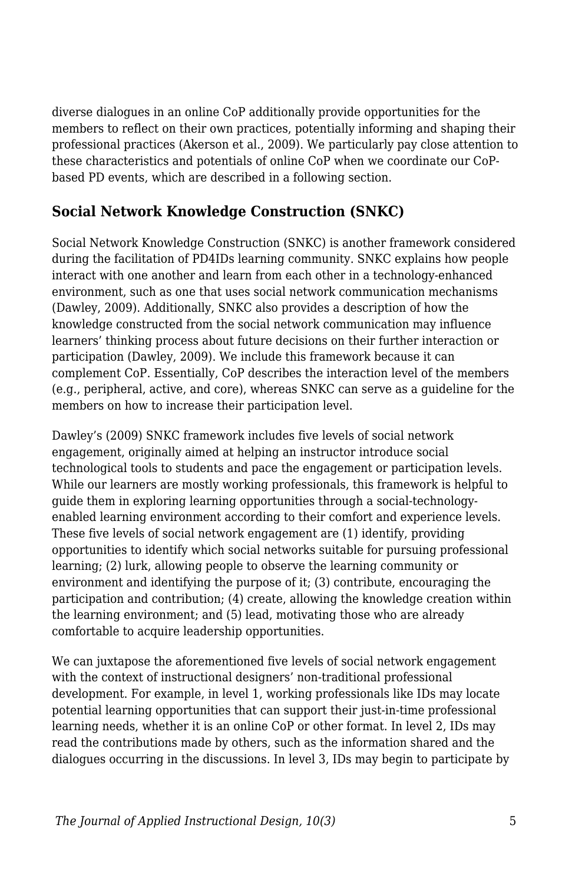diverse dialogues in an online CoP additionally provide opportunities for the members to reflect on their own practices, potentially informing and shaping their professional practices (Akerson et al., 2009). We particularly pay close attention to these characteristics and potentials of online CoP when we coordinate our CoP-based PD events, which are described in a following section.

## Social Network Knowledge Construction (SNKC)

Social Network Knowledge Construction (SNKC) is another framework considered during the facilitation of PD4IDs learning community. SNKC explains how people interact with one another and learn from each other in a technology-enhanced environment, such as one that uses social network communication mechanisms (Dawley, 2009). Additionally, SNKC also provides a description of how the knowledge constructed from the social network communication may influence learners' thinking process about future decisions on their further interaction or participation (Dawley, 2009). We include this framework because it can complement CoP. Essentially, CoP describes the interaction level of the members (e.g., peripheral, active, and core), whereas SNKC can serve as a guideline for the members on how to increase their participation level.

Dawley's (2009) SNKC framework includes five levels of social network engagement, originally aimed at helping an instructor introduce social technological tools to students and pace the engagement or participation levels. While our learners are mostly working professionals, this framework is helpful to guide them in exploring learning opportunities through a social-technology-enabled learning environment according to their comfort and experience levels. These five levels of social network engagement are (1) identify, providing opportunities to identify which social networks suitable for pursuing professional learning; (2) lurk, allowing people to observe the learning community or environment and identifying the purpose of it; (3) contribute, encouraging the participation and contribution; (4) create, allowing the knowledge creation within the learning environment; and (5) lead, motivating those who are already comfortable to acquire leadership opportunities.

We can juxtapose the aforementioned five levels of social network engagement with the context of instructional designers' non-traditional professional development. For example, in level 1, working professionals like IDs may locate potential learning opportunities that can support their just-in-time professional learning needs, whether it is an online CoP or other format. In level 2, IDs may read the contributions made by others, such as the information shared and the dialogues occurring in the discussions. In level 3, IDs may begin to participate by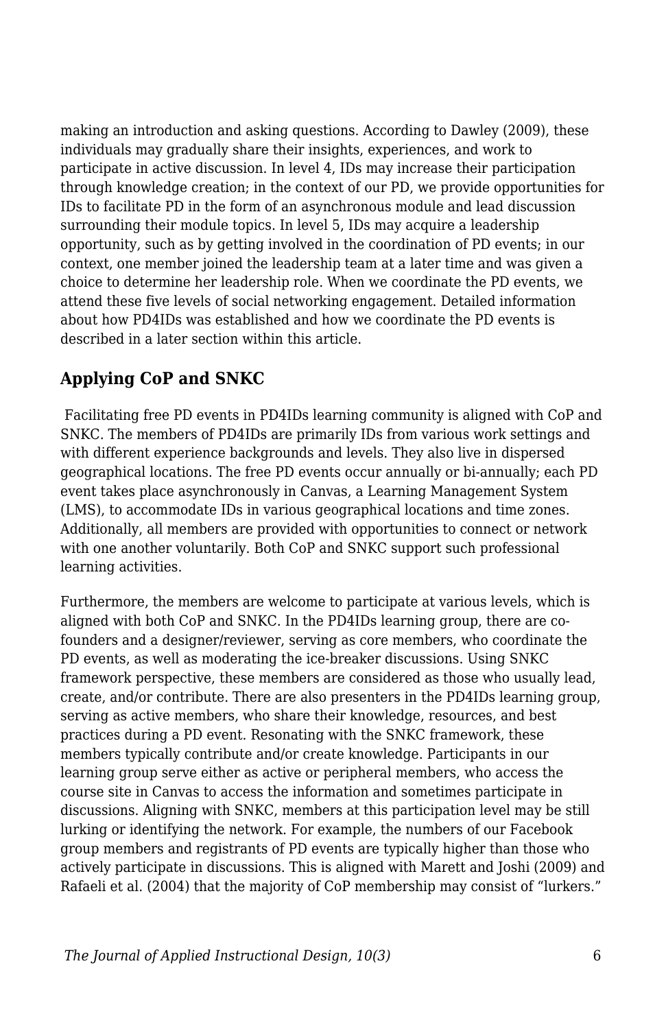making an introduction and asking questions. According to Dawley (2009), these individuals may gradually share their insights, experiences, and work to participate in active discussion. In level 4, IDs may increase their participation through knowledge creation; in the context of our PD, we provide opportunities for IDs to facilitate PD in the form of an asynchronous module and lead discussion surrounding their module topics. In level 5, IDs may acquire a leadership opportunity, such as by getting involved in the coordination of PD events; in our context, one member joined the leadership team at a later time and was given a choice to determine her leadership role. When we coordinate the PD events, we attend these five levels of social networking engagement. Detailed information about how PD4IDs was established and how we coordinate the PD events is described in a later section within this article.

## Applying CoP and SNKC

Facilitating free PD events in PD4IDs learning community is aligned with CoP and SNKC. The members of PD4IDs are primarily IDs from various work settings and with different experience backgrounds and levels. They also live in dispersed geographical locations. The free PD events occur annually or bi-annually; each PD event takes place asynchronously in Canvas, a Learning Management System (LMS), to accommodate IDs in various geographical locations and time zones. Additionally, all members are provided with opportunities to connect or network with one another voluntarily. Both CoP and SNKC support such professional learning activities.

Furthermore, the members are welcome to participate at various levels, which is aligned with both CoP and SNKC. In the PD4IDs learning group, there are co-founders and a designer/reviewer, serving as core members, who coordinate the PD events, as well as moderating the ice-breaker discussions. Using SNKC framework perspective, these members are considered as those who usually lead, create, and/or contribute. There are also presenters in the PD4IDs learning group, serving as active members, who share their knowledge, resources, and best practices during a PD event. Resonating with the SNKC framework, these members typically contribute and/or create knowledge. Participants in our learning group serve either as active or peripheral members, who access the course site in Canvas to access the information and sometimes participate in discussions. Aligning with SNKC, members at this participation level may be still lurking or identifying the network. For example, the numbers of our Facebook group members and registrants of PD events are typically higher than those who actively participate in discussions. This is aligned with Marett and Joshi (2009) and Rafaeli et al. (2004) that the majority of CoP membership may consist of "lurkers."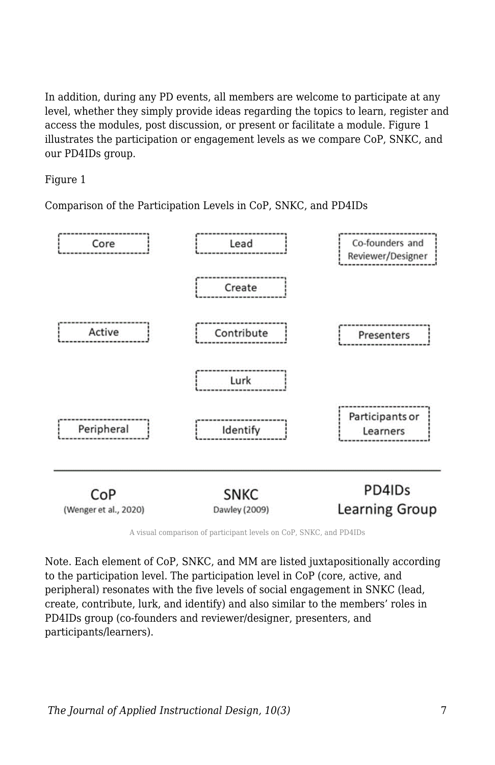In addition, during any PD events, all members are welcome to participate at any level, whether they simply provide ideas regarding the topics to learn, register and access the modules, post discussion, or present or facilitate a module. Figure 1 illustrates the participation or engagement levels as we compare CoP, SNKC, and our PD4IDs group.

Figure 1

Comparison of the Participation Levels in CoP, SNKC, and PD4IDs

| CoP (Wenger et al., 2020) | SNKC Dawley (2009) | PD4IDs Learning Group |
|---|---|---|
| Core | Lead | Co-founders and Reviewer/Designer |
| | Create | |
| Active | Contribute | Presenters |
| | Lurk | |
| Peripheral | Identify | Participants or Learners |

A visual comparison of participant levels on CoP, SNKC, and PD4IDs

Note. Each element of CoP, SNKC, and MM are listed juxtapositionally according to the participation level. The participation level in CoP (core, active, and peripheral) resonates with the five levels of social engagement in SNKC (lead, create, contribute, lurk, and identify) and also similar to the members' roles in PD4IDs group (co-founders and reviewer/designer, presenters, and participants/learners).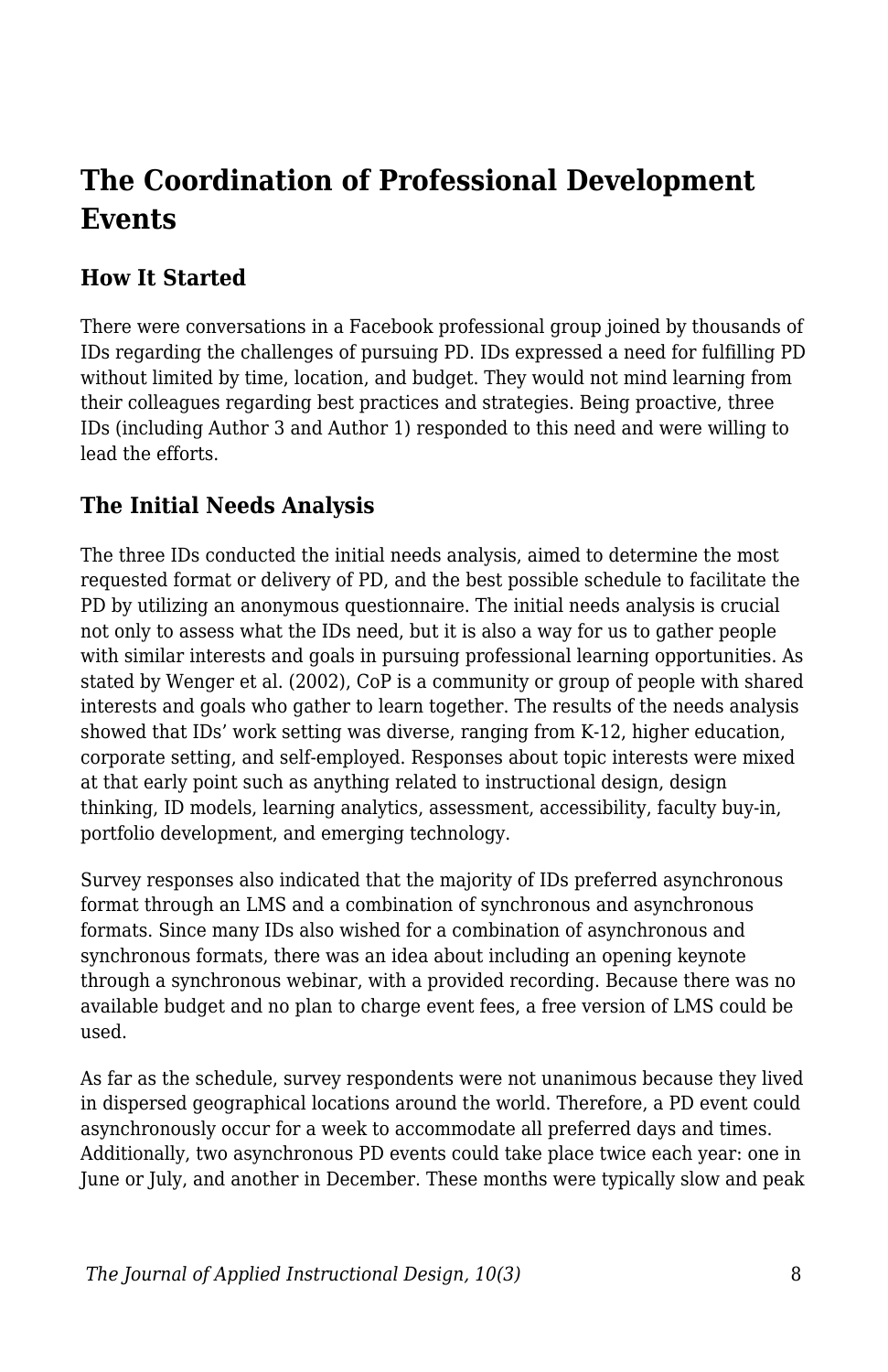## The Coordination of Professional Development Events

### How It Started

There were conversations in a Facebook professional group joined by thousands of IDs regarding the challenges of pursuing PD. IDs expressed a need for fulfilling PD without limited by time, location, and budget. They would not mind learning from their colleagues regarding best practices and strategies. Being proactive, three IDs (including Author 3 and Author 1) responded to this need and were willing to lead the efforts.

### The Initial Needs Analysis

The three IDs conducted the initial needs analysis, aimed to determine the most requested format or delivery of PD, and the best possible schedule to facilitate the PD by utilizing an anonymous questionnaire. The initial needs analysis is crucial not only to assess what the IDs need, but it is also a way for us to gather people with similar interests and goals in pursuing professional learning opportunities. As stated by Wenger et al. (2002), CoP is a community or group of people with shared interests and goals who gather to learn together. The results of the needs analysis showed that IDs' work setting was diverse, ranging from K-12, higher education, corporate setting, and self-employed. Responses about topic interests were mixed at that early point such as anything related to instructional design, design thinking, ID models, learning analytics, assessment, accessibility, faculty buy-in, portfolio development, and emerging technology.

Survey responses also indicated that the majority of IDs preferred asynchronous format through an LMS and a combination of synchronous and asynchronous formats. Since many IDs also wished for a combination of asynchronous and synchronous formats, there was an idea about including an opening keynote through a synchronous webinar, with a provided recording. Because there was no available budget and no plan to charge event fees, a free version of LMS could be used.

As far as the schedule, survey respondents were not unanimous because they lived in dispersed geographical locations around the world. Therefore, a PD event could asynchronously occur for a week to accommodate all preferred days and times. Additionally, two asynchronous PD events could take place twice each year: one in June or July, and another in December. These months were typically slow and peak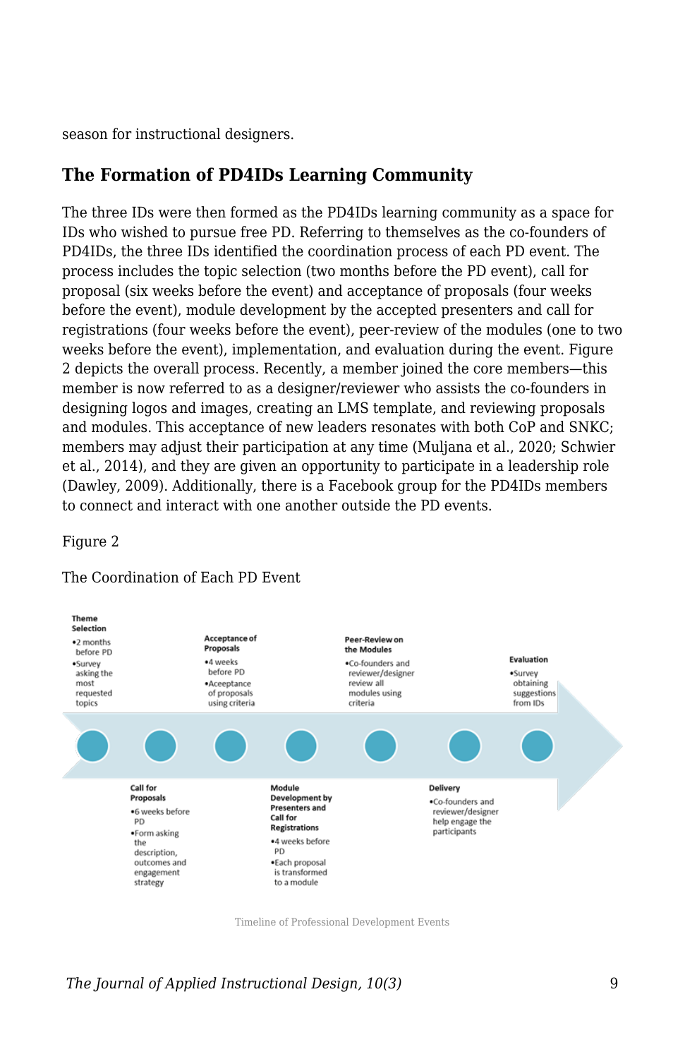season for instructional designers.

## The Formation of PD4IDs Learning Community

The three IDs were then formed as the PD4IDs learning community as a space for IDs who wished to pursue free PD. Referring to themselves as the co-founders of PD4IDs, the three IDs identified the coordination process of each PD event. The process includes the topic selection (two months before the PD event), call for proposal (six weeks before the event) and acceptance of proposals (four weeks before the event), module development by the accepted presenters and call for registrations (four weeks before the event), peer-review of the modules (one to two weeks before the event), implementation, and evaluation during the event. Figure 2 depicts the overall process. Recently, a member joined the core members—this member is now referred to as a designer/reviewer who assists the co-founders in designing logos and images, creating an LMS template, and reviewing proposals and modules. This acceptance of new leaders resonates with both CoP and SNKC; members may adjust their participation at any time (Muljana et al., 2020; Schwier et al., 2014), and they are given an opportunity to participate in a leadership role (Dawley, 2009). Additionally, there is a Facebook group for the PD4IDs members to connect and interact with one another outside the PD events.

Figure 2

The Coordination of Each PD Event

**Theme Selection**
- 2 months before PD
- Survey asking the most requested topics

**Call for Proposals**
- 6 weeks before PD
- Form asking the description, outcomes and engagement strategy

**Acceptance of Proposals**
- 4 weeks before PD
- Aceeptance of proposals using criteria

**Module Development by Presenters and Call for Registrations**
- 4 weeks before PD
- Each proposal is transformed to a module

**Peer-Review on the Modules**
- Co-founders and reviewer/designer review all modules using criteria

**Delivery**
- Co-founders and reviewer/designer help engage the participants

**Evaluation**
- Survey obtaining suggestions from IDs

Timeline of Professional Development Events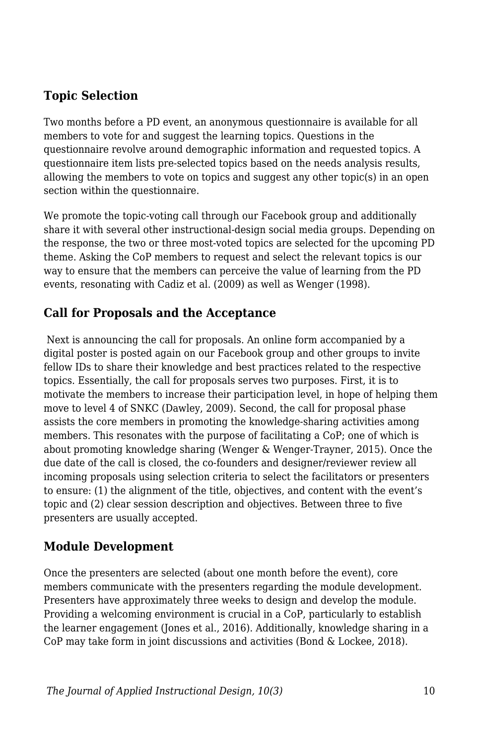## Topic Selection

Two months before a PD event, an anonymous questionnaire is available for all members to vote for and suggest the learning topics. Questions in the questionnaire revolve around demographic information and requested topics. A questionnaire item lists pre-selected topics based on the needs analysis results, allowing the members to vote on topics and suggest any other topic(s) in an open section within the questionnaire.

We promote the topic-voting call through our Facebook group and additionally share it with several other instructional-design social media groups. Depending on the response, the two or three most-voted topics are selected for the upcoming PD theme. Asking the CoP members to request and select the relevant topics is our way to ensure that the members can perceive the value of learning from the PD events, resonating with Cadiz et al. (2009) as well as Wenger (1998).

## Call for Proposals and the Acceptance

Next is announcing the call for proposals. An online form accompanied by a digital poster is posted again on our Facebook group and other groups to invite fellow IDs to share their knowledge and best practices related to the respective topics. Essentially, the call for proposals serves two purposes. First, it is to motivate the members to increase their participation level, in hope of helping them move to level 4 of SNKC (Dawley, 2009). Second, the call for proposal phase assists the core members in promoting the knowledge-sharing activities among members. This resonates with the purpose of facilitating a CoP; one of which is about promoting knowledge sharing (Wenger & Wenger-Trayner, 2015). Once the due date of the call is closed, the co-founders and designer/reviewer review all incoming proposals using selection criteria to select the facilitators or presenters to ensure: (1) the alignment of the title, objectives, and content with the event's topic and (2) clear session description and objectives. Between three to five presenters are usually accepted.

## Module Development

Once the presenters are selected (about one month before the event), core members communicate with the presenters regarding the module development. Presenters have approximately three weeks to design and develop the module. Providing a welcoming environment is crucial in a CoP, particularly to establish the learner engagement (Jones et al., 2016). Additionally, knowledge sharing in a CoP may take form in joint discussions and activities (Bond & Lockee, 2018).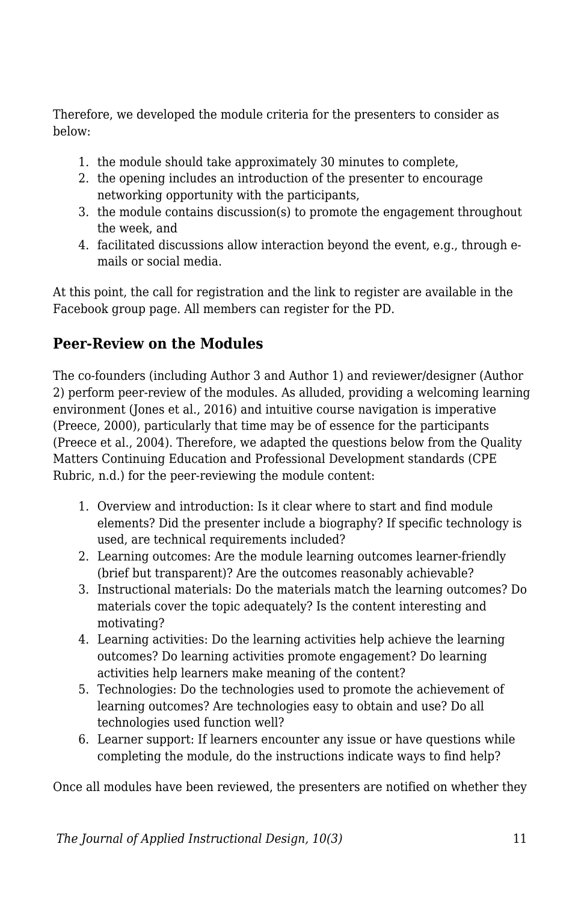Therefore, we developed the module criteria for the presenters to consider as below:

1. the module should take approximately 30 minutes to complete,
2. the opening includes an introduction of the presenter to encourage networking opportunity with the participants,
3. the module contains discussion(s) to promote the engagement throughout the week, and
4. facilitated discussions allow interaction beyond the event, e.g., through e-mails or social media.

At this point, the call for registration and the link to register are available in the Facebook group page. All members can register for the PD.

### Peer-Review on the Modules

The co-founders (including Author 3 and Author 1) and reviewer/designer (Author 2) perform peer-review of the modules. As alluded, providing a welcoming learning environment (Jones et al., 2016) and intuitive course navigation is imperative (Preece, 2000), particularly that time may be of essence for the participants (Preece et al., 2004). Therefore, we adapted the questions below from the Quality Matters Continuing Education and Professional Development standards (CPE Rubric, n.d.) for the peer-reviewing the module content:

1. Overview and introduction: Is it clear where to start and find module elements? Did the presenter include a biography? If specific technology is used, are technical requirements included?
2. Learning outcomes: Are the module learning outcomes learner-friendly (brief but transparent)? Are the outcomes reasonably achievable?
3. Instructional materials: Do the materials match the learning outcomes? Do materials cover the topic adequately? Is the content interesting and motivating?
4. Learning activities: Do the learning activities help achieve the learning outcomes? Do learning activities promote engagement? Do learning activities help learners make meaning of the content?
5. Technologies: Do the technologies used to promote the achievement of learning outcomes? Are technologies easy to obtain and use? Do all technologies used function well?
6. Learner support: If learners encounter any issue or have questions while completing the module, do the instructions indicate ways to find help?

Once all modules have been reviewed, the presenters are notified on whether they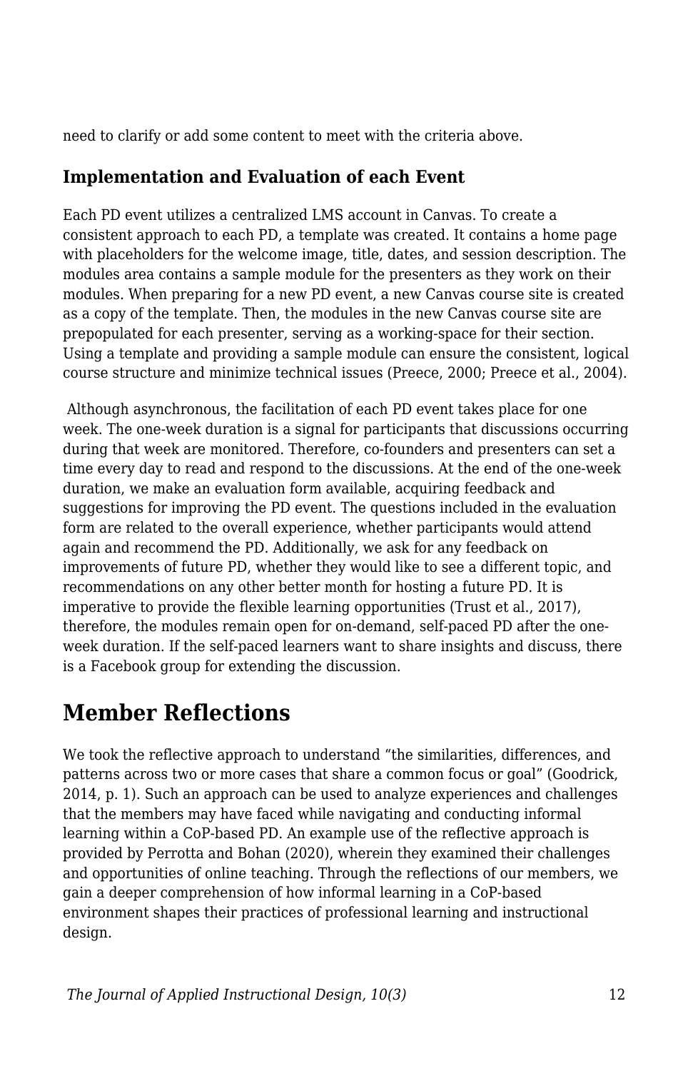need to clarify or add some content to meet with the criteria above.

### Implementation and Evaluation of each Event

Each PD event utilizes a centralized LMS account in Canvas. To create a consistent approach to each PD, a template was created. It contains a home page with placeholders for the welcome image, title, dates, and session description. The modules area contains a sample module for the presenters as they work on their modules. When preparing for a new PD event, a new Canvas course site is created as a copy of the template. Then, the modules in the new Canvas course site are prepopulated for each presenter, serving as a working-space for their section. Using a template and providing a sample module can ensure the consistent, logical course structure and minimize technical issues (Preece, 2000; Preece et al., 2004).

Although asynchronous, the facilitation of each PD event takes place for one week. The one-week duration is a signal for participants that discussions occurring during that week are monitored. Therefore, co-founders and presenters can set a time every day to read and respond to the discussions. At the end of the one-week duration, we make an evaluation form available, acquiring feedback and suggestions for improving the PD event. The questions included in the evaluation form are related to the overall experience, whether participants would attend again and recommend the PD. Additionally, we ask for any feedback on improvements of future PD, whether they would like to see a different topic, and recommendations on any other better month for hosting a future PD. It is imperative to provide the flexible learning opportunities (Trust et al., 2017), therefore, the modules remain open for on-demand, self-paced PD after the one-week duration. If the self-paced learners want to share insights and discuss, there is a Facebook group for extending the discussion.

## Member Reflections

We took the reflective approach to understand “the similarities, differences, and patterns across two or more cases that share a common focus or goal” (Goodrick, 2014, p. 1). Such an approach can be used to analyze experiences and challenges that the members may have faced while navigating and conducting informal learning within a CoP-based PD. An example use of the reflective approach is provided by Perrotta and Bohan (2020), wherein they examined their challenges and opportunities of online teaching. Through the reflections of our members, we gain a deeper comprehension of how informal learning in a CoP-based environment shapes their practices of professional learning and instructional design.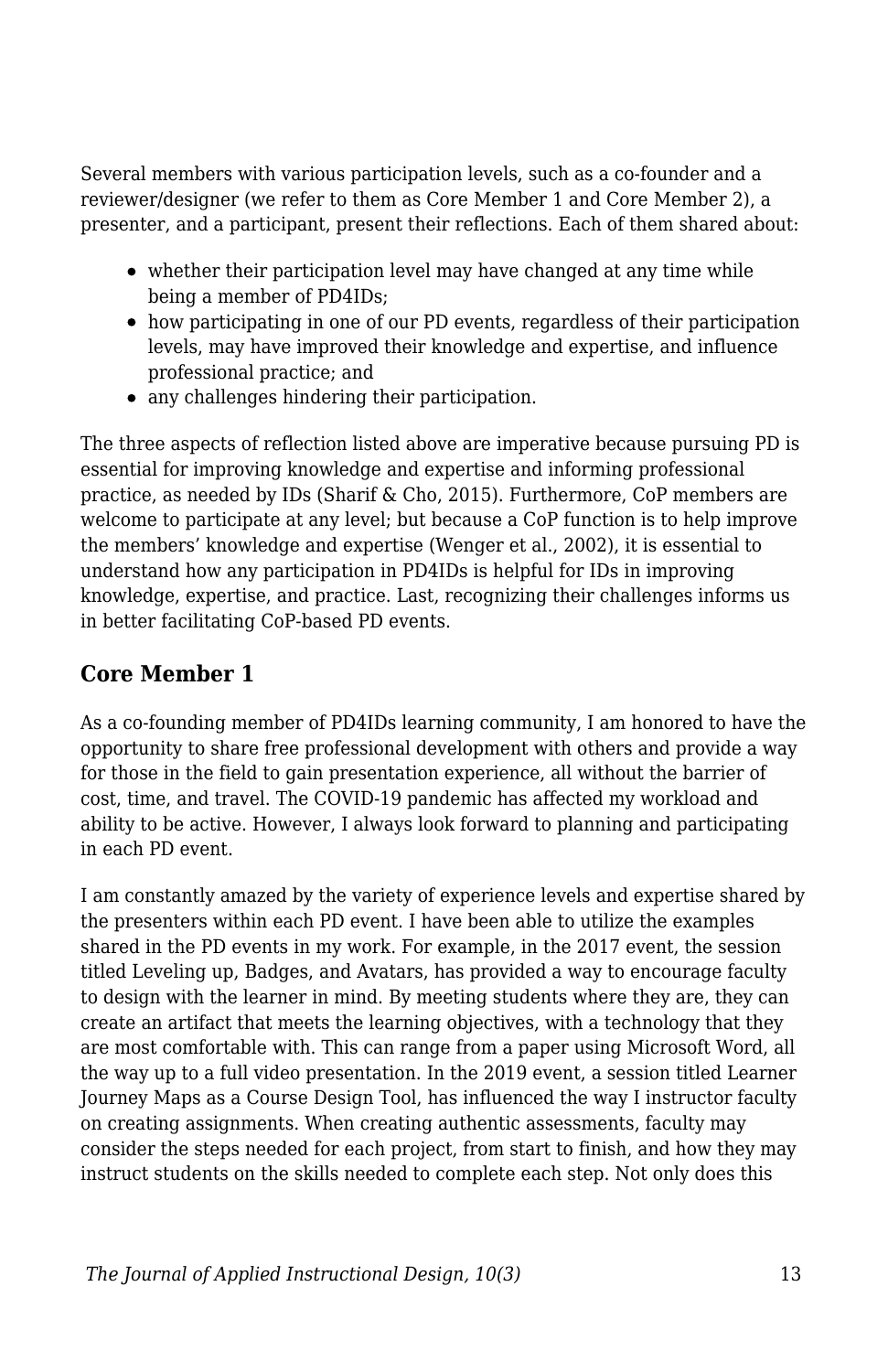Several members with various participation levels, such as a co-founder and a reviewer/designer (we refer to them as Core Member 1 and Core Member 2), a presenter, and a participant, present their reflections. Each of them shared about:

- whether their participation level may have changed at any time while being a member of PD4IDs;
- how participating in one of our PD events, regardless of their participation levels, may have improved their knowledge and expertise, and influence professional practice; and
- any challenges hindering their participation.

The three aspects of reflection listed above are imperative because pursuing PD is essential for improving knowledge and expertise and informing professional practice, as needed by IDs (Sharif & Cho, 2015). Furthermore, CoP members are welcome to participate at any level; but because a CoP function is to help improve the members' knowledge and expertise (Wenger et al., 2002), it is essential to understand how any participation in PD4IDs is helpful for IDs in improving knowledge, expertise, and practice. Last, recognizing their challenges informs us in better facilitating CoP-based PD events.

## Core Member 1

As a co-founding member of PD4IDs learning community, I am honored to have the opportunity to share free professional development with others and provide a way for those in the field to gain presentation experience, all without the barrier of cost, time, and travel. The COVID-19 pandemic has affected my workload and ability to be active. However, I always look forward to planning and participating in each PD event.

I am constantly amazed by the variety of experience levels and expertise shared by the presenters within each PD event. I have been able to utilize the examples shared in the PD events in my work. For example, in the 2017 event, the session titled Leveling up, Badges, and Avatars, has provided a way to encourage faculty to design with the learner in mind. By meeting students where they are, they can create an artifact that meets the learning objectives, with a technology that they are most comfortable with. This can range from a paper using Microsoft Word, all the way up to a full video presentation. In the 2019 event, a session titled Learner Journey Maps as a Course Design Tool, has influenced the way I instructor faculty on creating assignments. When creating authentic assessments, faculty may consider the steps needed for each project, from start to finish, and how they may instruct students on the skills needed to complete each step. Not only does this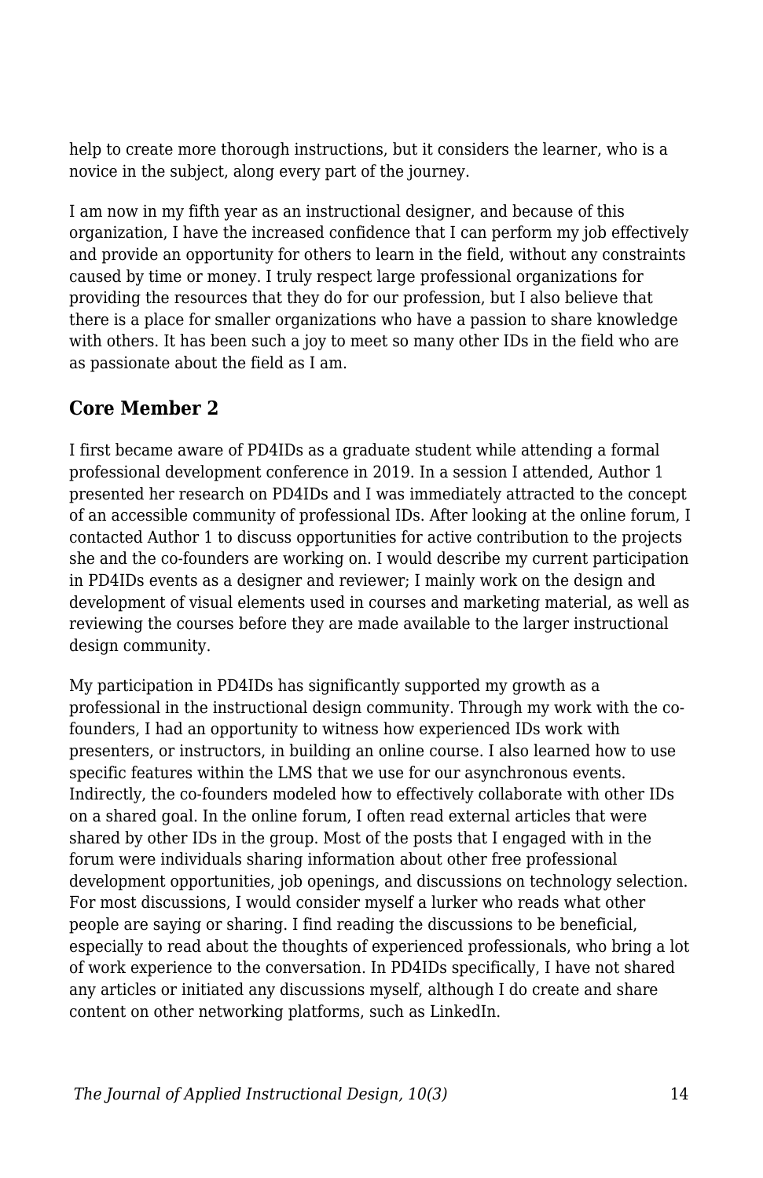help to create more thorough instructions, but it considers the learner, who is a novice in the subject, along every part of the journey.

I am now in my fifth year as an instructional designer, and because of this organization, I have the increased confidence that I can perform my job effectively and provide an opportunity for others to learn in the field, without any constraints caused by time or money. I truly respect large professional organizations for providing the resources that they do for our profession, but I also believe that there is a place for smaller organizations who have a passion to share knowledge with others. It has been such a joy to meet so many other IDs in the field who are as passionate about the field as I am.

## Core Member 2

I first became aware of PD4IDs as a graduate student while attending a formal professional development conference in 2019. In a session I attended, Author 1 presented her research on PD4IDs and I was immediately attracted to the concept of an accessible community of professional IDs. After looking at the online forum, I contacted Author 1 to discuss opportunities for active contribution to the projects she and the co-founders are working on. I would describe my current participation in PD4IDs events as a designer and reviewer; I mainly work on the design and development of visual elements used in courses and marketing material, as well as reviewing the courses before they are made available to the larger instructional design community.

My participation in PD4IDs has significantly supported my growth as a professional in the instructional design community. Through my work with the co-founders, I had an opportunity to witness how experienced IDs work with presenters, or instructors, in building an online course. I also learned how to use specific features within the LMS that we use for our asynchronous events. Indirectly, the co-founders modeled how to effectively collaborate with other IDs on a shared goal. In the online forum, I often read external articles that were shared by other IDs in the group. Most of the posts that I engaged with in the forum were individuals sharing information about other free professional development opportunities, job openings, and discussions on technology selection. For most discussions, I would consider myself a lurker who reads what other people are saying or sharing. I find reading the discussions to be beneficial, especially to read about the thoughts of experienced professionals, who bring a lot of work experience to the conversation. In PD4IDs specifically, I have not shared any articles or initiated any discussions myself, although I do create and share content on other networking platforms, such as LinkedIn.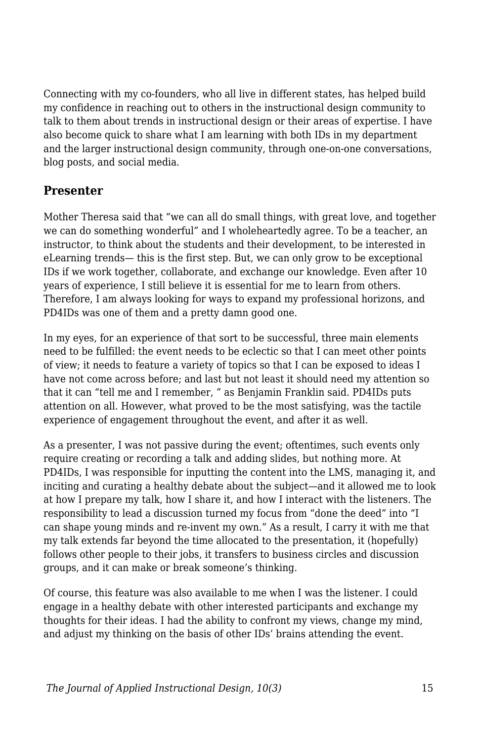Connecting with my co-founders, who all live in different states, has helped build my confidence in reaching out to others in the instructional design community to talk to them about trends in instructional design or their areas of expertise. I have also become quick to share what I am learning with both IDs in my department and the larger instructional design community, through one-on-one conversations, blog posts, and social media.

### Presenter

Mother Theresa said that “we can all do small things, with great love, and together we can do something wonderful” and I wholeheartedly agree. To be a teacher, an instructor, to think about the students and their development, to be interested in eLearning trends— this is the first step. But, we can only grow to be exceptional IDs if we work together, collaborate, and exchange our knowledge. Even after 10 years of experience, I still believe it is essential for me to learn from others. Therefore, I am always looking for ways to expand my professional horizons, and PD4IDs was one of them and a pretty damn good one.

In my eyes, for an experience of that sort to be successful, three main elements need to be fulfilled: the event needs to be eclectic so that I can meet other points of view; it needs to feature a variety of topics so that I can be exposed to ideas I have not come across before; and last but not least it should need my attention so that it can “tell me and I remember, ” as Benjamin Franklin said. PD4IDs puts attention on all. However, what proved to be the most satisfying, was the tactile experience of engagement throughout the event, and after it as well.

As a presenter, I was not passive during the event; oftentimes, such events only require creating or recording a talk and adding slides, but nothing more. At PD4IDs, I was responsible for inputting the content into the LMS, managing it, and inciting and curating a healthy debate about the subject—and it allowed me to look at how I prepare my talk, how I share it, and how I interact with the listeners. The responsibility to lead a discussion turned my focus from “done the deed” into “I can shape young minds and re-invent my own.” As a result, I carry it with me that my talk extends far beyond the time allocated to the presentation, it (hopefully) follows other people to their jobs, it transfers to business circles and discussion groups, and it can make or break someone’s thinking.

Of course, this feature was also available to me when I was the listener. I could engage in a healthy debate with other interested participants and exchange my thoughts for their ideas. I had the ability to confront my views, change my mind, and adjust my thinking on the basis of other IDs’ brains attending the event.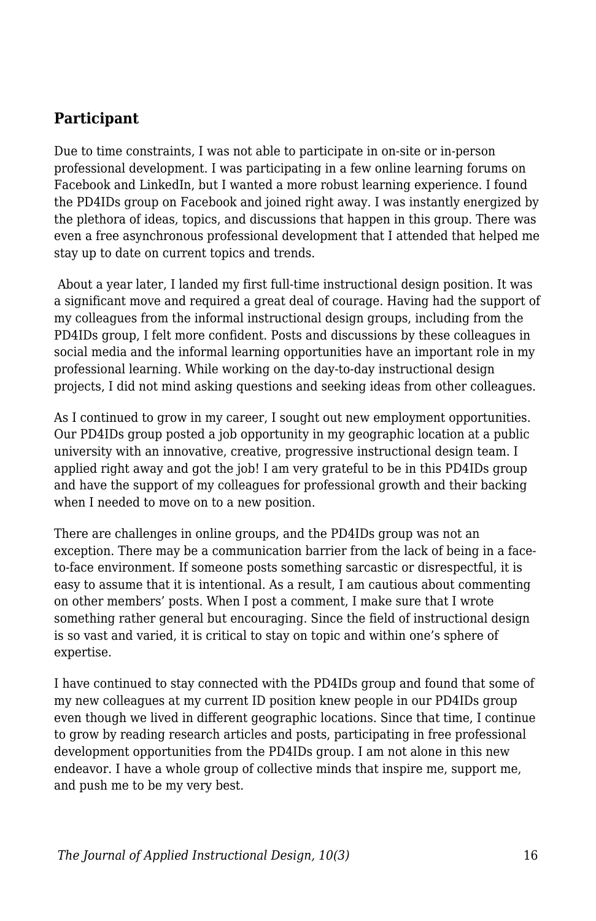### Participant

Due to time constraints, I was not able to participate in on-site or in-person professional development. I was participating in a few online learning forums on Facebook and LinkedIn, but I wanted a more robust learning experience. I found the PD4IDs group on Facebook and joined right away. I was instantly energized by the plethora of ideas, topics, and discussions that happen in this group. There was even a free asynchronous professional development that I attended that helped me stay up to date on current topics and trends.

About a year later, I landed my first full-time instructional design position. It was a significant move and required a great deal of courage. Having had the support of my colleagues from the informal instructional design groups, including from the PD4IDs group, I felt more confident. Posts and discussions by these colleagues in social media and the informal learning opportunities have an important role in my professional learning. While working on the day-to-day instructional design projects, I did not mind asking questions and seeking ideas from other colleagues.

As I continued to grow in my career, I sought out new employment opportunities. Our PD4IDs group posted a job opportunity in my geographic location at a public university with an innovative, creative, progressive instructional design team. I applied right away and got the job! I am very grateful to be in this PD4IDs group and have the support of my colleagues for professional growth and their backing when I needed to move on to a new position.

There are challenges in online groups, and the PD4IDs group was not an exception. There may be a communication barrier from the lack of being in a face-to-face environment. If someone posts something sarcastic or disrespectful, it is easy to assume that it is intentional. As a result, I am cautious about commenting on other members' posts. When I post a comment, I make sure that I wrote something rather general but encouraging. Since the field of instructional design is so vast and varied, it is critical to stay on topic and within one's sphere of expertise.

I have continued to stay connected with the PD4IDs group and found that some of my new colleagues at my current ID position knew people in our PD4IDs group even though we lived in different geographic locations. Since that time, I continue to grow by reading research articles and posts, participating in free professional development opportunities from the PD4IDs group. I am not alone in this new endeavor. I have a whole group of collective minds that inspire me, support me, and push me to be my very best.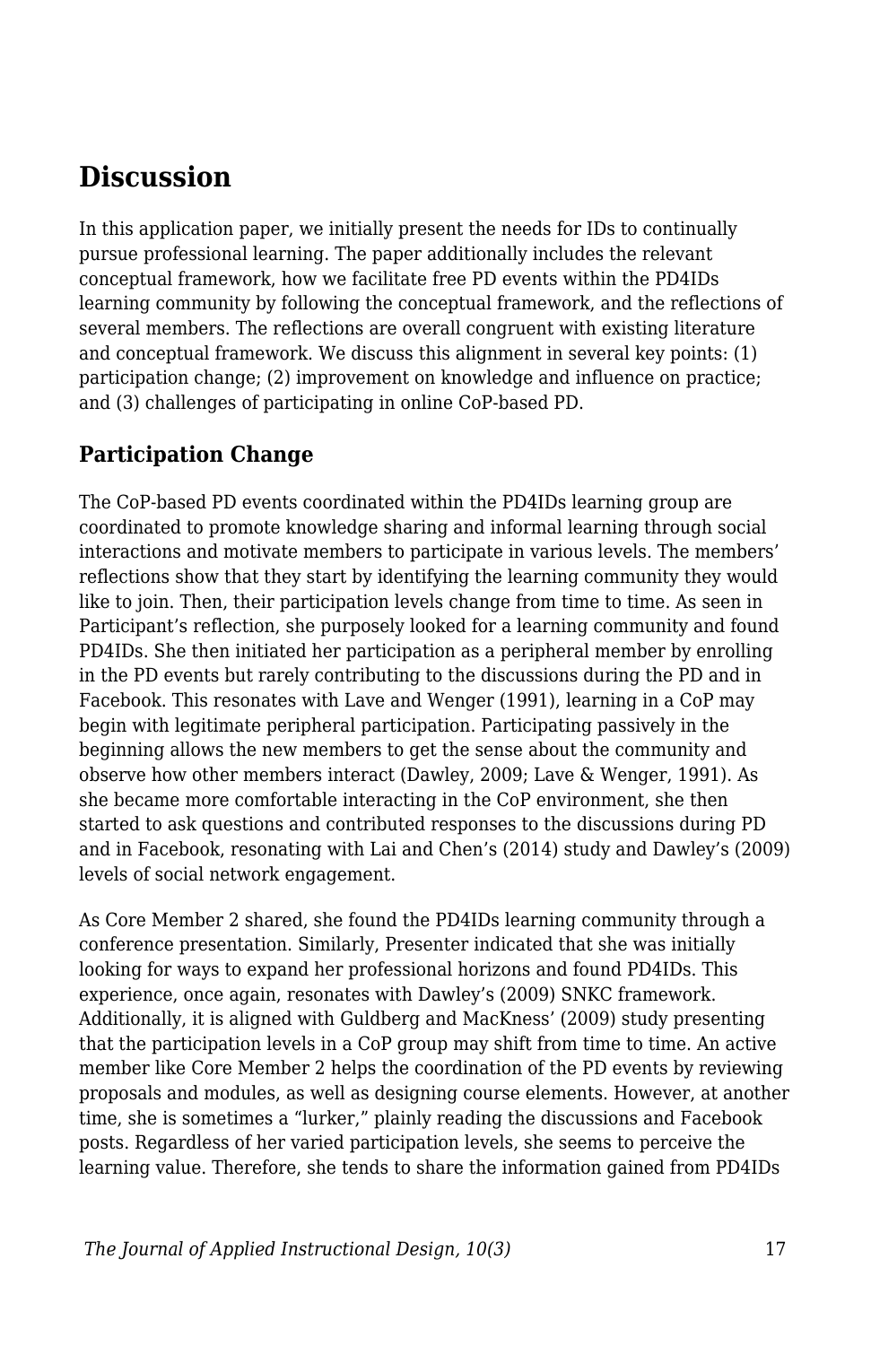## Discussion

In this application paper, we initially present the needs for IDs to continually pursue professional learning. The paper additionally includes the relevant conceptual framework, how we facilitate free PD events within the PD4IDs learning community by following the conceptual framework, and the reflections of several members. The reflections are overall congruent with existing literature and conceptual framework. We discuss this alignment in several key points: (1) participation change; (2) improvement on knowledge and influence on practice; and (3) challenges of participating in online CoP-based PD.

### Participation Change

The CoP-based PD events coordinated within the PD4IDs learning group are coordinated to promote knowledge sharing and informal learning through social interactions and motivate members to participate in various levels. The members' reflections show that they start by identifying the learning community they would like to join. Then, their participation levels change from time to time. As seen in Participant's reflection, she purposely looked for a learning community and found PD4IDs. She then initiated her participation as a peripheral member by enrolling in the PD events but rarely contributing to the discussions during the PD and in Facebook. This resonates with Lave and Wenger (1991), learning in a CoP may begin with legitimate peripheral participation. Participating passively in the beginning allows the new members to get the sense about the community and observe how other members interact (Dawley, 2009; Lave & Wenger, 1991). As she became more comfortable interacting in the CoP environment, she then started to ask questions and contributed responses to the discussions during PD and in Facebook, resonating with Lai and Chen's (2014) study and Dawley's (2009) levels of social network engagement.

As Core Member 2 shared, she found the PD4IDs learning community through a conference presentation. Similarly, Presenter indicated that she was initially looking for ways to expand her professional horizons and found PD4IDs. This experience, once again, resonates with Dawley's (2009) SNKC framework. Additionally, it is aligned with Guldberg and MacKness' (2009) study presenting that the participation levels in a CoP group may shift from time to time. An active member like Core Member 2 helps the coordination of the PD events by reviewing proposals and modules, as well as designing course elements. However, at another time, she is sometimes a "lurker," plainly reading the discussions and Facebook posts. Regardless of her varied participation levels, she seems to perceive the learning value. Therefore, she tends to share the information gained from PD4IDs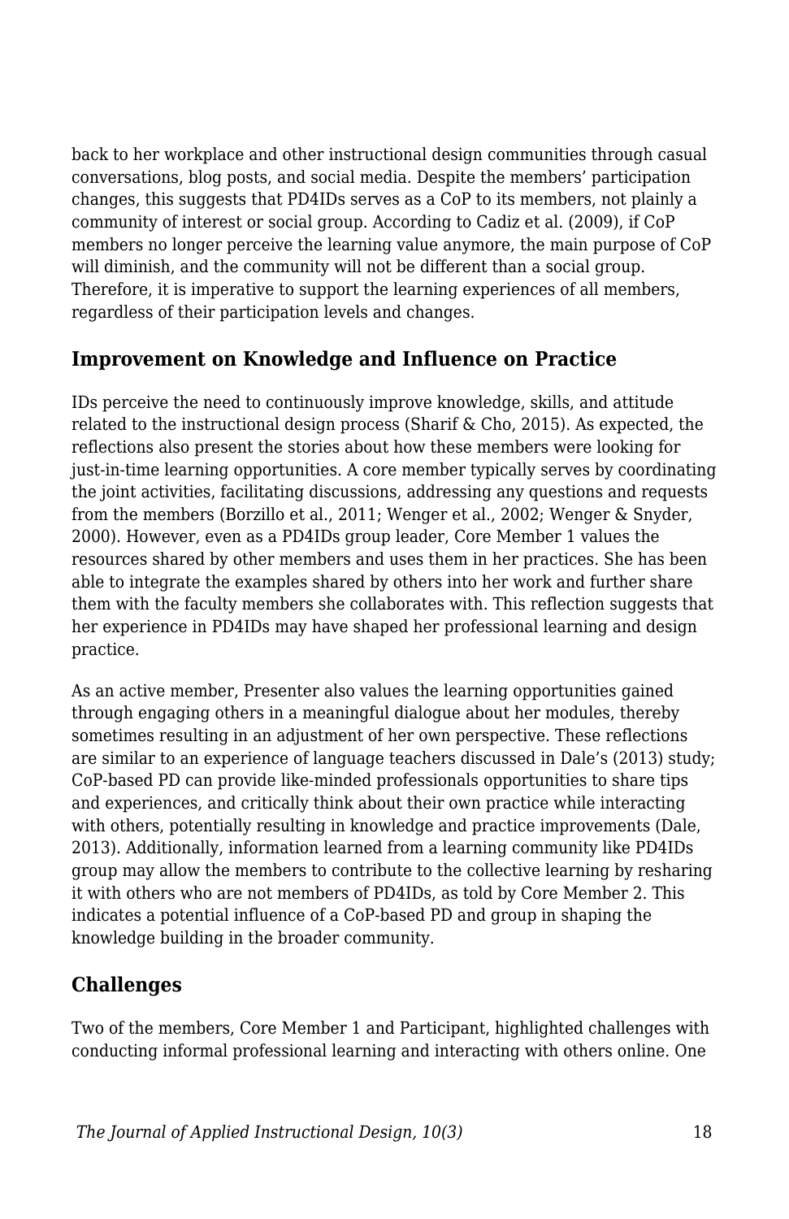back to her workplace and other instructional design communities through casual conversations, blog posts, and social media. Despite the members' participation changes, this suggests that PD4IDs serves as a CoP to its members, not plainly a community of interest or social group. According to Cadiz et al. (2009), if CoP members no longer perceive the learning value anymore, the main purpose of CoP will diminish, and the community will not be different than a social group. Therefore, it is imperative to support the learning experiences of all members, regardless of their participation levels and changes.

## Improvement on Knowledge and Influence on Practice

IDs perceive the need to continuously improve knowledge, skills, and attitude related to the instructional design process (Sharif & Cho, 2015). As expected, the reflections also present the stories about how these members were looking for just-in-time learning opportunities. A core member typically serves by coordinating the joint activities, facilitating discussions, addressing any questions and requests from the members (Borzillo et al., 2011; Wenger et al., 2002; Wenger & Snyder, 2000). However, even as a PD4IDs group leader, Core Member 1 values the resources shared by other members and uses them in her practices. She has been able to integrate the examples shared by others into her work and further share them with the faculty members she collaborates with. This reflection suggests that her experience in PD4IDs may have shaped her professional learning and design practice.

As an active member, Presenter also values the learning opportunities gained through engaging others in a meaningful dialogue about her modules, thereby sometimes resulting in an adjustment of her own perspective. These reflections are similar to an experience of language teachers discussed in Dale's (2013) study; CoP-based PD can provide like-minded professionals opportunities to share tips and experiences, and critically think about their own practice while interacting with others, potentially resulting in knowledge and practice improvements (Dale, 2013). Additionally, information learned from a learning community like PD4IDs group may allow the members to contribute to the collective learning by resharing it with others who are not members of PD4IDs, as told by Core Member 2. This indicates a potential influence of a CoP-based PD and group in shaping the knowledge building in the broader community.

## Challenges

Two of the members, Core Member 1 and Participant, highlighted challenges with conducting informal professional learning and interacting with others online. One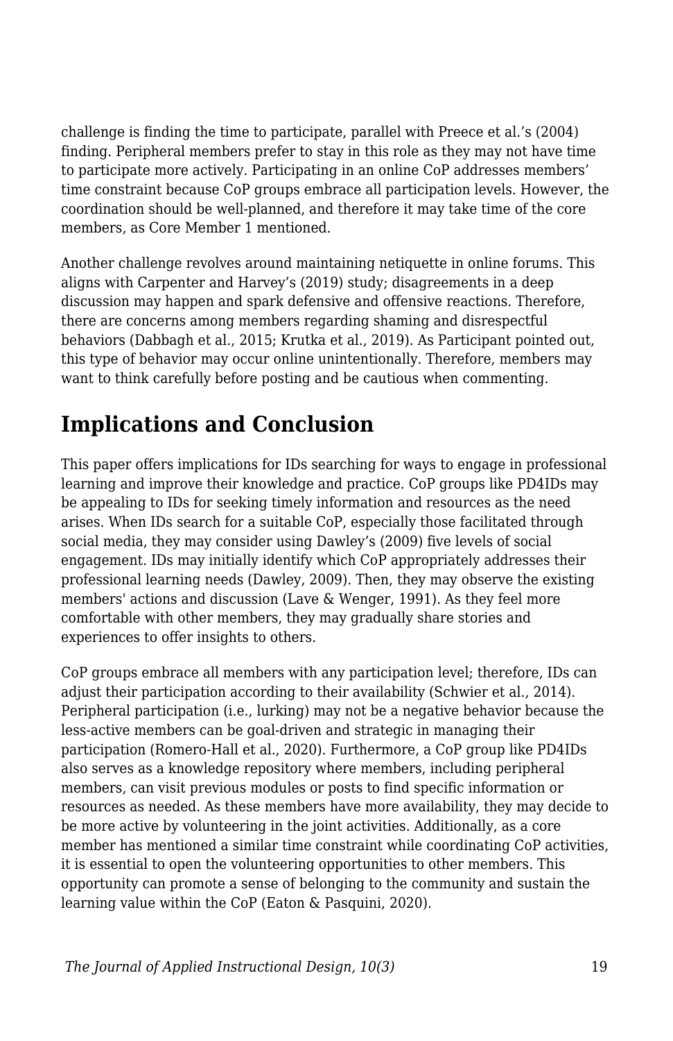challenge is finding the time to participate, parallel with Preece et al.'s (2004) finding. Peripheral members prefer to stay in this role as they may not have time to participate more actively. Participating in an online CoP addresses members' time constraint because CoP groups embrace all participation levels. However, the coordination should be well-planned, and therefore it may take time of the core members, as Core Member 1 mentioned.

Another challenge revolves around maintaining netiquette in online forums. This aligns with Carpenter and Harvey's (2019) study; disagreements in a deep discussion may happen and spark defensive and offensive reactions. Therefore, there are concerns among members regarding shaming and disrespectful behaviors (Dabbagh et al., 2015; Krutka et al., 2019). As Participant pointed out, this type of behavior may occur online unintentionally. Therefore, members may want to think carefully before posting and be cautious when commenting.

## Implications and Conclusion

This paper offers implications for IDs searching for ways to engage in professional learning and improve their knowledge and practice. CoP groups like PD4IDs may be appealing to IDs for seeking timely information and resources as the need arises. When IDs search for a suitable CoP, especially those facilitated through social media, they may consider using Dawley's (2009) five levels of social engagement. IDs may initially identify which CoP appropriately addresses their professional learning needs (Dawley, 2009). Then, they may observe the existing members' actions and discussion (Lave & Wenger, 1991). As they feel more comfortable with other members, they may gradually share stories and experiences to offer insights to others.

CoP groups embrace all members with any participation level; therefore, IDs can adjust their participation according to their availability (Schwier et al., 2014). Peripheral participation (i.e., lurking) may not be a negative behavior because the less-active members can be goal-driven and strategic in managing their participation (Romero-Hall et al., 2020). Furthermore, a CoP group like PD4IDs also serves as a knowledge repository where members, including peripheral members, can visit previous modules or posts to find specific information or resources as needed. As these members have more availability, they may decide to be more active by volunteering in the joint activities. Additionally, as a core member has mentioned a similar time constraint while coordinating CoP activities, it is essential to open the volunteering opportunities to other members. This opportunity can promote a sense of belonging to the community and sustain the learning value within the CoP (Eaton & Pasquini, 2020).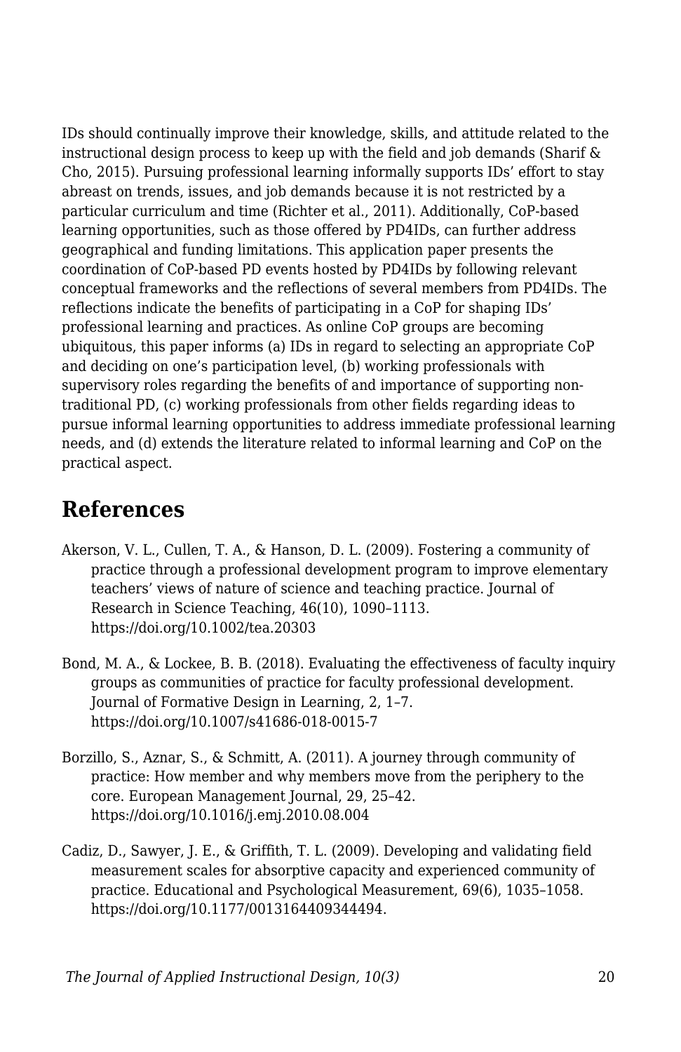IDs should continually improve their knowledge, skills, and attitude related to the instructional design process to keep up with the field and job demands (Sharif & Cho, 2015). Pursuing professional learning informally supports IDs' effort to stay abreast on trends, issues, and job demands because it is not restricted by a particular curriculum and time (Richter et al., 2011). Additionally, CoP-based learning opportunities, such as those offered by PD4IDs, can further address geographical and funding limitations. This application paper presents the coordination of CoP-based PD events hosted by PD4IDs by following relevant conceptual frameworks and the reflections of several members from PD4IDs. The reflections indicate the benefits of participating in a CoP for shaping IDs' professional learning and practices. As online CoP groups are becoming ubiquitous, this paper informs (a) IDs in regard to selecting an appropriate CoP and deciding on one's participation level, (b) working professionals with supervisory roles regarding the benefits of and importance of supporting non-traditional PD, (c) working professionals from other fields regarding ideas to pursue informal learning opportunities to address immediate professional learning needs, and (d) extends the literature related to informal learning and CoP on the practical aspect.

## References

Akerson, V. L., Cullen, T. A., & Hanson, D. L. (2009). Fostering a community of practice through a professional development program to improve elementary teachers' views of nature of science and teaching practice. Journal of Research in Science Teaching, 46(10), 1090–1113. https://doi.org/10.1002/tea.20303

Bond, M. A., & Lockee, B. B. (2018). Evaluating the effectiveness of faculty inquiry groups as communities of practice for faculty professional development. Journal of Formative Design in Learning, 2, 1–7. https://doi.org/10.1007/s41686-018-0015-7

Borzillo, S., Aznar, S., & Schmitt, A. (2011). A journey through community of practice: How member and why members move from the periphery to the core. European Management Journal, 29, 25–42. https://doi.org/10.1016/j.emj.2010.08.004

Cadiz, D., Sawyer, J. E., & Griffith, T. L. (2009). Developing and validating field measurement scales for absorptive capacity and experienced community of practice. Educational and Psychological Measurement, 69(6), 1035–1058. https://doi.org/10.1177/0013164409344494.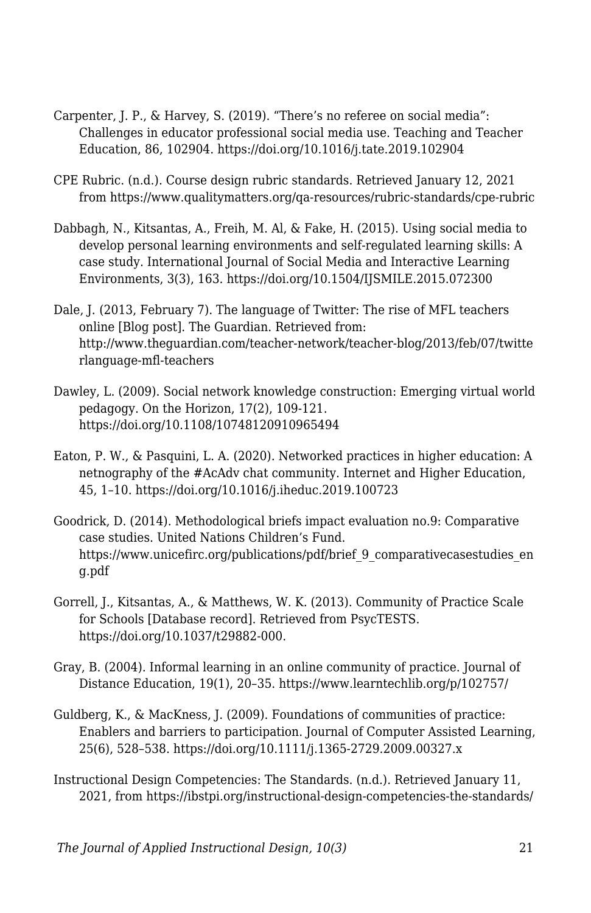Carpenter, J. P., & Harvey, S. (2019). “There’s no referee on social media”: Challenges in educator professional social media use. Teaching and Teacher Education, 86, 102904. https://doi.org/10.1016/j.tate.2019.102904

CPE Rubric. (n.d.). Course design rubric standards. Retrieved January 12, 2021 from https://www.qualitymatters.org/qa-resources/rubric-standards/cpe-rubric

Dabbagh, N., Kitsantas, A., Freih, M. Al, & Fake, H. (2015). Using social media to develop personal learning environments and self-regulated learning skills: A case study. International Journal of Social Media and Interactive Learning Environments, 3(3), 163. https://doi.org/10.1504/IJSMILE.2015.072300

Dale, J. (2013, February 7). The language of Twitter: The rise of MFL teachers online [Blog post]. The Guardian. Retrieved from: http://www.theguardian.com/teacher-network/teacher-blog/2013/feb/07/twitterlanguage-mfl-teachers

Dawley, L. (2009). Social network knowledge construction: Emerging virtual world pedagogy. On the Horizon, 17(2), 109-121. https://doi.org/10.1108/10748120910965494

Eaton, P. W., & Pasquini, L. A. (2020). Networked practices in higher education: A netnography of the #AcAdv chat community. Internet and Higher Education, 45, 1–10. https://doi.org/10.1016/j.iheduc.2019.100723

Goodrick, D. (2014). Methodological briefs impact evaluation no.9: Comparative case studies. United Nations Children’s Fund. https://www.unicefirc.org/publications/pdf/brief_9_comparativecasestudies_eng.pdf

Gorrell, J., Kitsantas, A., & Matthews, W. K. (2013). Community of Practice Scale for Schools [Database record]. Retrieved from PsycTESTS. https://doi.org/10.1037/t29882-000.

Gray, B. (2004). Informal learning in an online community of practice. Journal of Distance Education, 19(1), 20–35. https://www.learntechlib.org/p/102757/

Guldberg, K., & MacKness, J. (2009). Foundations of communities of practice: Enablers and barriers to participation. Journal of Computer Assisted Learning, 25(6), 528–538. https://doi.org/10.1111/j.1365-2729.2009.00327.x

Instructional Design Competencies: The Standards. (n.d.). Retrieved January 11, 2021, from https://ibstpi.org/instructional-design-competencies-the-standards/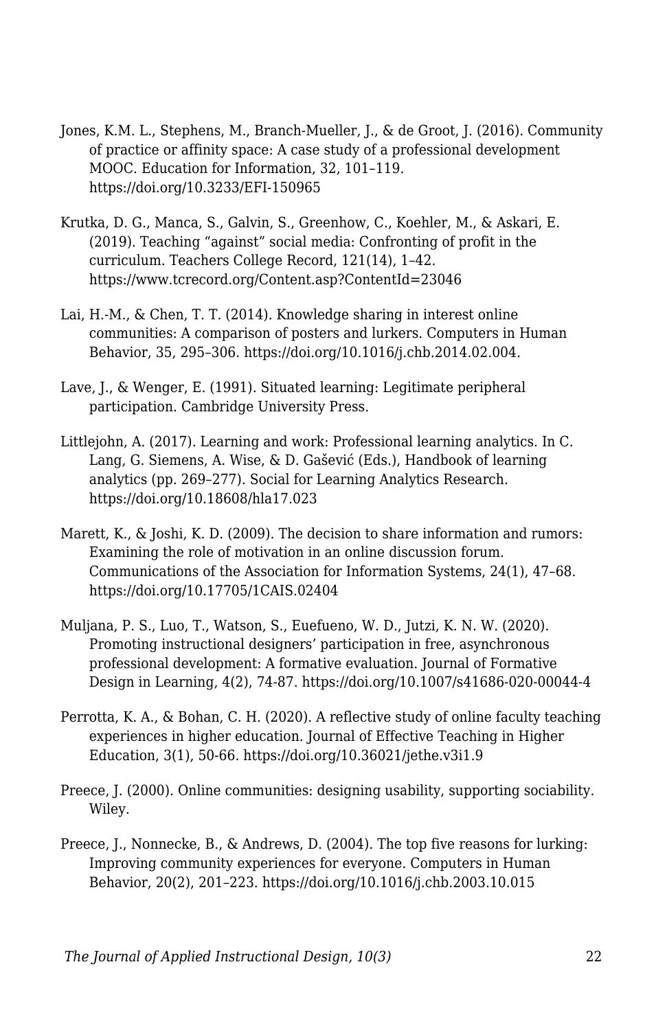Jones, K.M. L., Stephens, M., Branch-Mueller, J., & de Groot, J. (2016). Community of practice or affinity space: A case study of a professional development MOOC. Education for Information, 32, 101–119. https://doi.org/10.3233/EFI-150965

Krutka, D. G., Manca, S., Galvin, S., Greenhow, C., Koehler, M., & Askari, E. (2019). Teaching "against" social media: Confronting of profit in the curriculum. Teachers College Record, 121(14), 1–42. https://www.tcrecord.org/Content.asp?ContentId=23046

Lai, H.-M., & Chen, T. T. (2014). Knowledge sharing in interest online communities: A comparison of posters and lurkers. Computers in Human Behavior, 35, 295–306. https://doi.org/10.1016/j.chb.2014.02.004.

Lave, J., & Wenger, E. (1991). Situated learning: Legitimate peripheral participation. Cambridge University Press.

Littlejohn, A. (2017). Learning and work: Professional learning analytics. In C. Lang, G. Siemens, A. Wise, & D. Gašević (Eds.), Handbook of learning analytics (pp. 269–277). Social for Learning Analytics Research. https://doi.org/10.18608/hla17.023

Marett, K., & Joshi, K. D. (2009). The decision to share information and rumors: Examining the role of motivation in an online discussion forum. Communications of the Association for Information Systems, 24(1), 47–68. https://doi.org/10.17705/1CAIS.02404

Muljana, P. S., Luo, T., Watson, S., Euefueno, W. D., Jutzi, K. N. W. (2020). Promoting instructional designers' participation in free, asynchronous professional development: A formative evaluation. Journal of Formative Design in Learning, 4(2), 74-87. https://doi.org/10.1007/s41686-020-00044-4

Perrotta, K. A., & Bohan, C. H. (2020). A reflective study of online faculty teaching experiences in higher education. Journal of Effective Teaching in Higher Education, 3(1), 50-66. https://doi.org/10.36021/jethe.v3i1.9

Preece, J. (2000). Online communities: designing usability, supporting sociability. Wiley.

Preece, J., Nonnecke, B., & Andrews, D. (2004). The top five reasons for lurking: Improving community experiences for everyone. Computers in Human Behavior, 20(2), 201–223. https://doi.org/10.1016/j.chb.2003.10.015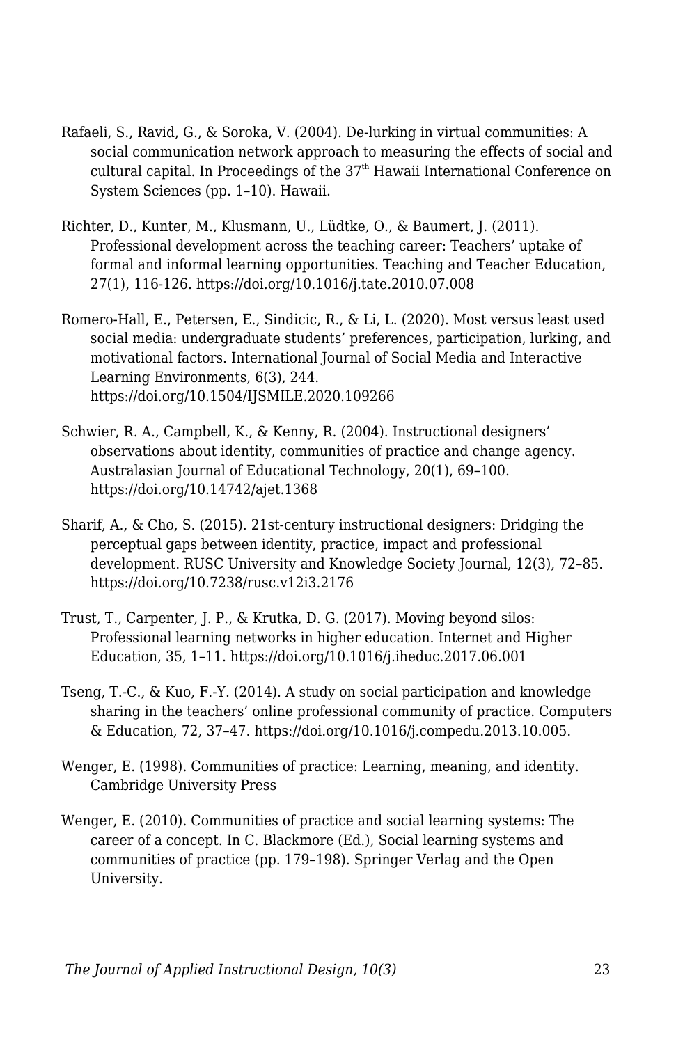Rafaeli, S., Ravid, G., & Soroka, V. (2004). De-lurking in virtual communities: A social communication network approach to measuring the effects of social and cultural capital. In Proceedings of the 37th Hawaii International Conference on System Sciences (pp. 1–10). Hawaii.

Richter, D., Kunter, M., Klusmann, U., Lüdtke, O., & Baumert, J. (2011). Professional development across the teaching career: Teachers' uptake of formal and informal learning opportunities. Teaching and Teacher Education, 27(1), 116-126. https://doi.org/10.1016/j.tate.2010.07.008

Romero-Hall, E., Petersen, E., Sindicic, R., & Li, L. (2020). Most versus least used social media: undergraduate students' preferences, participation, lurking, and motivational factors. International Journal of Social Media and Interactive Learning Environments, 6(3), 244. https://doi.org/10.1504/IJSMILE.2020.109266

Schwier, R. A., Campbell, K., & Kenny, R. (2004). Instructional designers' observations about identity, communities of practice and change agency. Australasian Journal of Educational Technology, 20(1), 69–100. https://doi.org/10.14742/ajet.1368

Sharif, A., & Cho, S. (2015). 21st-century instructional designers: Dridging the perceptual gaps between identity, practice, impact and professional development. RUSC University and Knowledge Society Journal, 12(3), 72–85. https://doi.org/10.7238/rusc.v12i3.2176

Trust, T., Carpenter, J. P., & Krutka, D. G. (2017). Moving beyond silos: Professional learning networks in higher education. Internet and Higher Education, 35, 1–11. https://doi.org/10.1016/j.iheduc.2017.06.001

Tseng, T.-C., & Kuo, F.-Y. (2014). A study on social participation and knowledge sharing in the teachers' online professional community of practice. Computers & Education, 72, 37–47. https://doi.org/10.1016/j.compedu.2013.10.005.

Wenger, E. (1998). Communities of practice: Learning, meaning, and identity. Cambridge University Press

Wenger, E. (2010). Communities of practice and social learning systems: The career of a concept. In C. Blackmore (Ed.), Social learning systems and communities of practice (pp. 179–198). Springer Verlag and the Open University.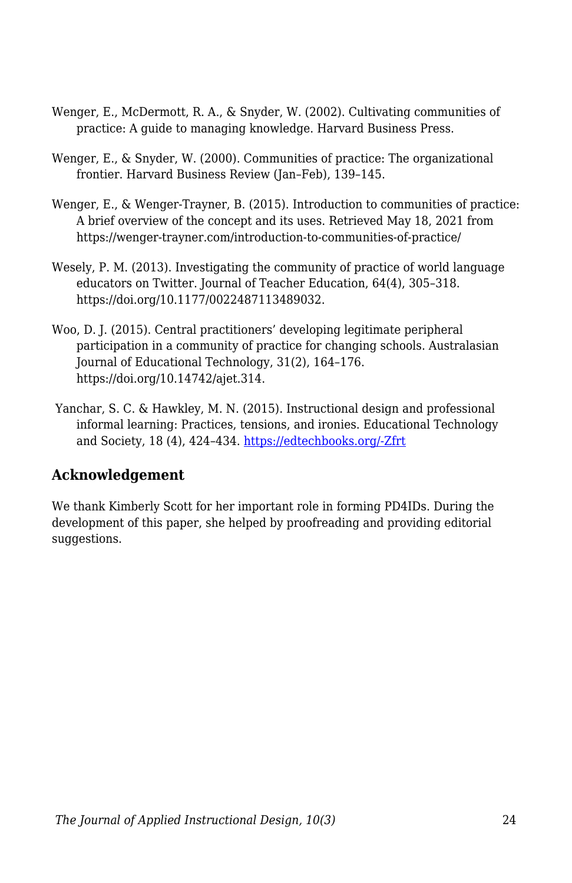Wenger, E., McDermott, R. A., & Snyder, W. (2002). Cultivating communities of practice: A guide to managing knowledge. Harvard Business Press.

Wenger, E., & Snyder, W. (2000). Communities of practice: The organizational frontier. Harvard Business Review (Jan–Feb), 139–145.

Wenger, E., & Wenger-Trayner, B. (2015). Introduction to communities of practice: A brief overview of the concept and its uses. Retrieved May 18, 2021 from https://wenger-trayner.com/introduction-to-communities-of-practice/

Wesely, P. M. (2013). Investigating the community of practice of world language educators on Twitter. Journal of Teacher Education, 64(4), 305–318. https://doi.org/10.1177/0022487113489032.

Woo, D. J. (2015). Central practitioners' developing legitimate peripheral participation in a community of practice for changing schools. Australasian Journal of Educational Technology, 31(2), 164–176. https://doi.org/10.14742/ajet.314.

Yanchar, S. C. & Hawkley, M. N. (2015). Instructional design and professional informal learning: Practices, tensions, and ironies. Educational Technology and Society, 18 (4), 424–434. [https://edtechbooks.org/-Zfrt](https://edtechbooks.org/-Zfrt)

### Acknowledgement

We thank Kimberly Scott for her important role in forming PD4IDs. During the development of this paper, she helped by proofreading and providing editorial suggestions.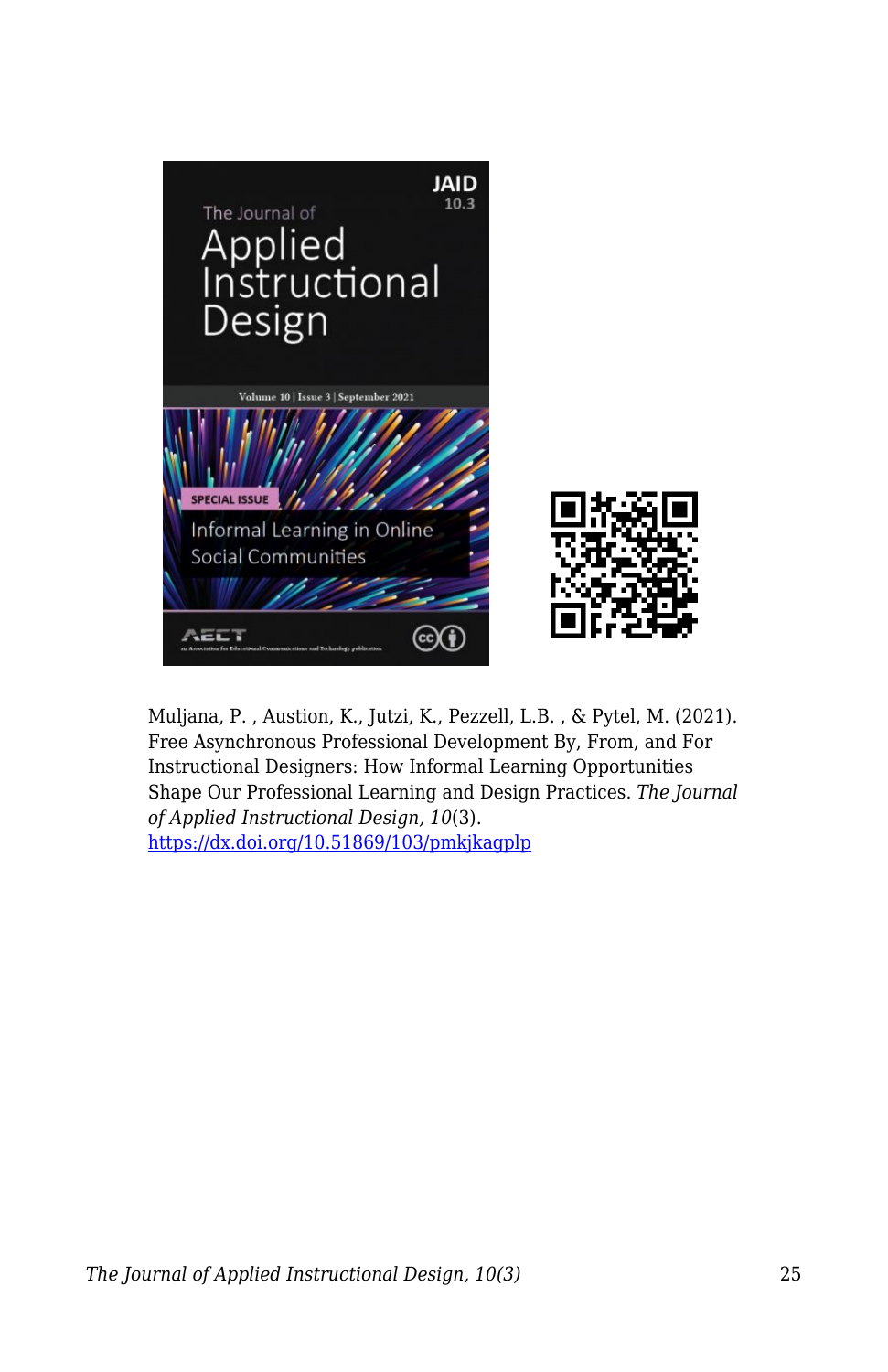Muljana, P. , Austion, K., Jutzi, K., Pezzell, L.B. , & Pytel, M. (2021). Free Asynchronous Professional Development By, From, and For Instructional Designers: How Informal Learning Opportunities Shape Our Professional Learning and Design Practices. *The Journal of Applied Instructional Design, 10*(3). https://dx.doi.org/10.51869/103/pmkjkagplp